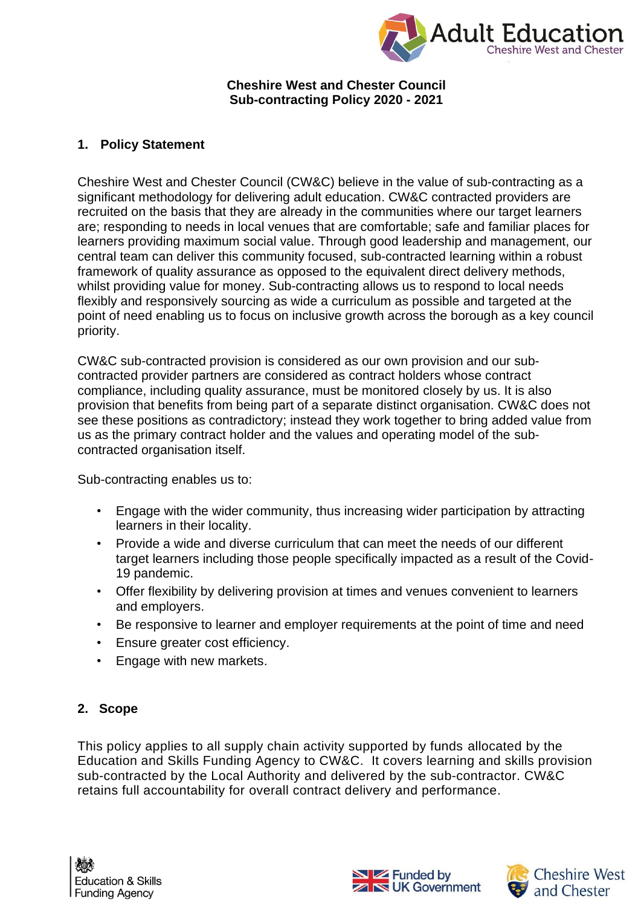# Cheshire West and Chester Council
# Sub-contracting Policy 2020 - 2021

## 1. Policy Statement

Cheshire West and Chester Council (CW&C) believe in the value of sub-contracting as a significant methodology for delivering adult education. CW&C contracted providers are recruited on the basis that they are already in the communities where our target learners are; responding to needs in local venues that are comfortable; safe and familiar places for learners providing maximum social value. Through good leadership and management, our central team can deliver this community focused, sub-contracted learning within a robust framework of quality assurance as opposed to the equivalent direct delivery methods, whilst providing value for money. Sub-contracting allows us to respond to local needs flexibly and responsively sourcing as wide a curriculum as possible and targeted at the point of need enabling us to focus on inclusive growth across the borough as a key council priority.

CW&C sub-contracted provision is considered as our own provision and our sub-contracted provider partners are considered as contract holders whose contract compliance, including quality assurance, must be monitored closely by us. It is also provision that benefits from being part of a separate distinct organisation. CW&C does not see these positions as contradictory; instead they work together to bring added value from us as the primary contract holder and the values and operating model of the sub-contracted organisation itself.

Sub-contracting enables us to:

- Engage with the wider community, thus increasing wider participation by attracting learners in their locality.
- Provide a wide and diverse curriculum that can meet the needs of our different target learners including those people specifically impacted as a result of the Covid-19 pandemic.
- Offer flexibility by delivering provision at times and venues convenient to learners and employers.
- Be responsive to learner and employer requirements at the point of time and need
- Ensure greater cost efficiency.
- Engage with new markets.

## 2. Scope

This policy applies to all supply chain activity supported by funds allocated by the Education and Skills Funding Agency to CW&C. It covers learning and skills provision sub-contracted by the Local Authority and delivered by the sub-contractor. CW&C retains full accountability for overall contract delivery and performance.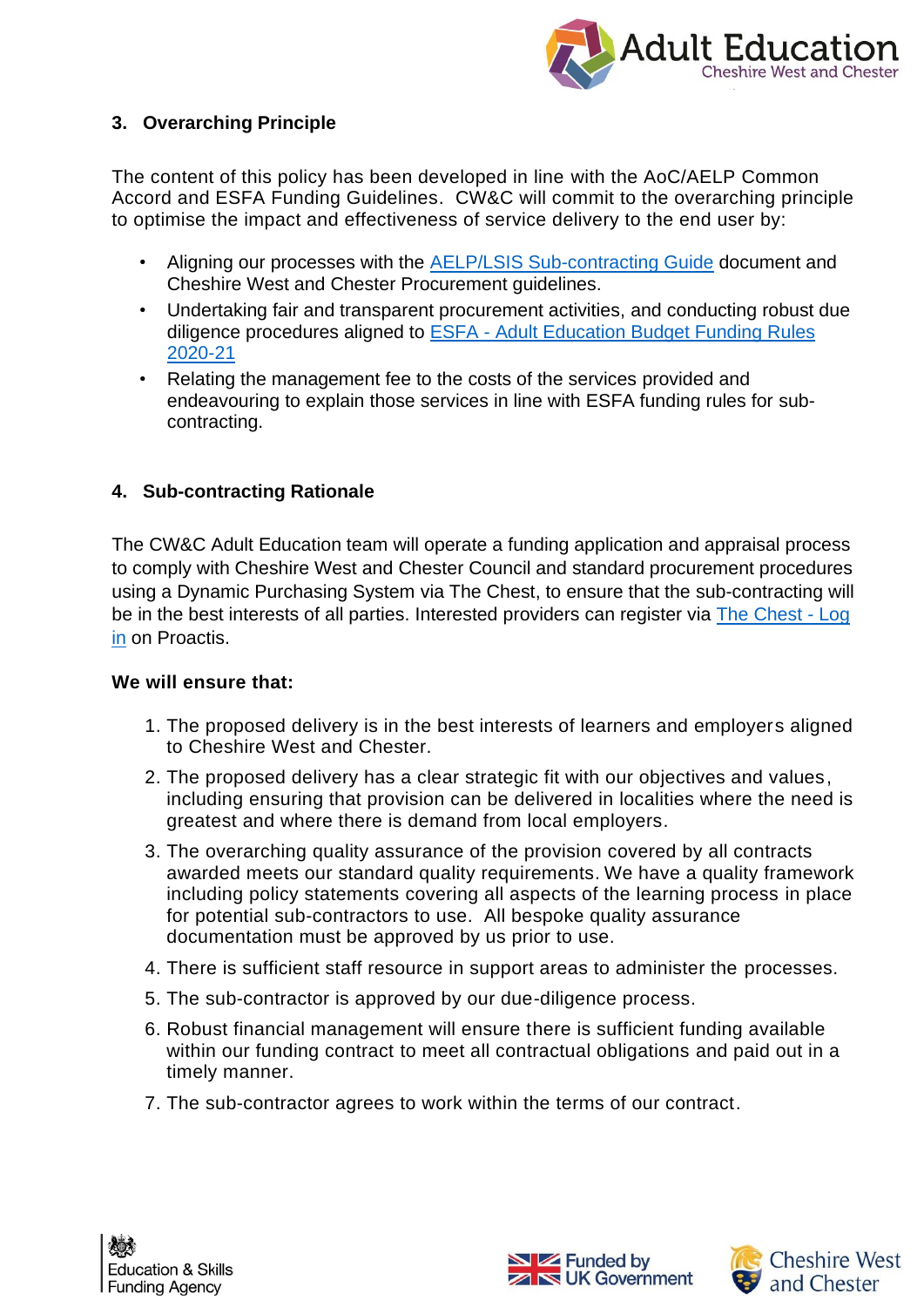## 3. Overarching Principle

The content of this policy has been developed in line with the AoC/AELP Common Accord and ESFA Funding Guidelines. CW&C will commit to the overarching principle to optimise the impact and effectiveness of service delivery to the end user by:

- Aligning our processes with the [AELP/LSIS Sub-contracting Guide]() document and Cheshire West and Chester Procurement guidelines.
- Undertaking fair and transparent procurement activities, and conducting robust due diligence procedures aligned to [ESFA - Adult Education Budget Funding Rules 2020-21]()
- Relating the management fee to the costs of the services provided and endeavouring to explain those services in line with ESFA funding rules for sub-contracting.

## 4. Sub-contracting Rationale

The CW&C Adult Education team will operate a funding application and appraisal process to comply with Cheshire West and Chester Council and standard procurement procedures using a Dynamic Purchasing System via The Chest, to ensure that the sub-contracting will be in the best interests of all parties. Interested providers can register via [The Chest - Log in]() on Proactis.

**We will ensure that:**

1. The proposed delivery is in the best interests of learners and employers aligned to Cheshire West and Chester.
2. The proposed delivery has a clear strategic fit with our objectives and values, including ensuring that provision can be delivered in localities where the need is greatest and where there is demand from local employers.
3. The overarching quality assurance of the provision covered by all contracts awarded meets our standard quality requirements. We have a quality framework including policy statements covering all aspects of the learning process in place for potential sub-contractors to use. All bespoke quality assurance documentation must be approved by us prior to use.
4. There is sufficient staff resource in support areas to administer the processes.
5. The sub-contractor is approved by our due-diligence process.
6. Robust financial management will ensure there is sufficient funding available within our funding contract to meet all contractual obligations and paid out in a timely manner.
7. The sub-contractor agrees to work within the terms of our contract.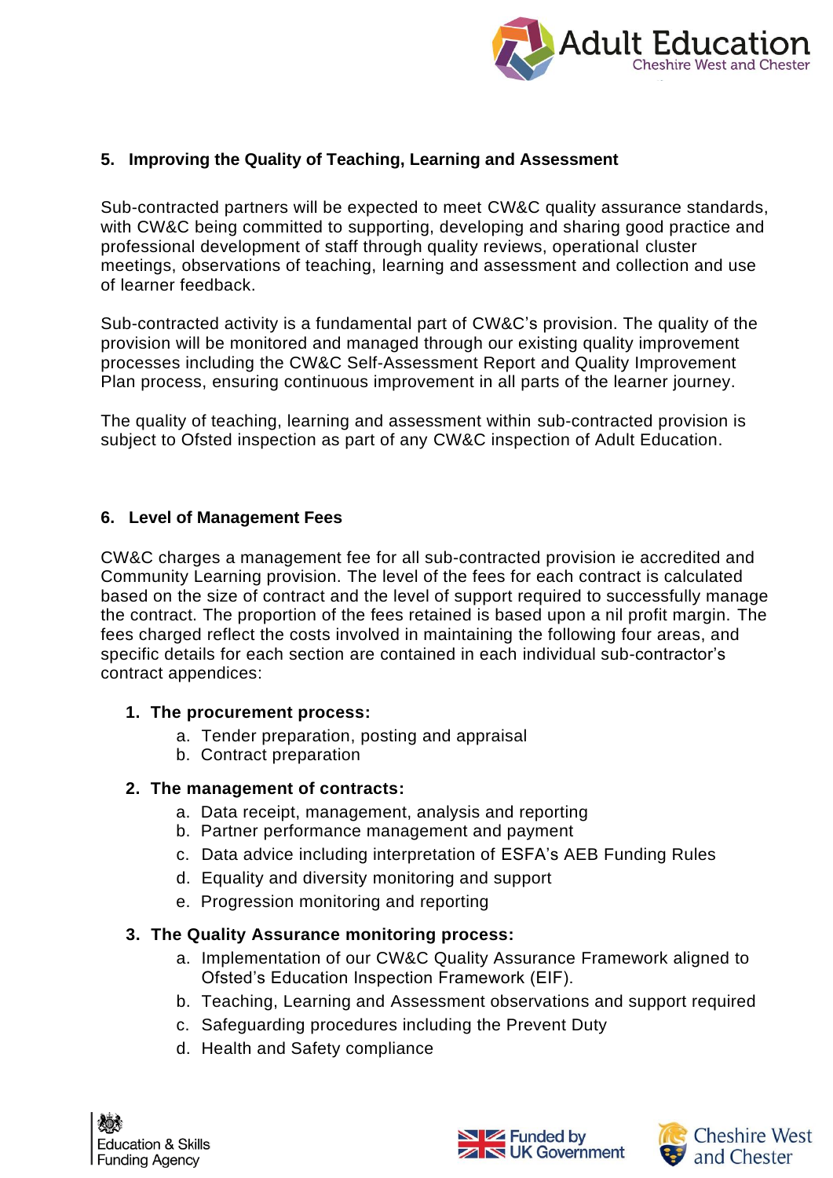## 5. Improving the Quality of Teaching, Learning and Assessment

Sub-contracted partners will be expected to meet CW&C quality assurance standards, with CW&C being committed to supporting, developing and sharing good practice and professional development of staff through quality reviews, operational cluster meetings, observations of teaching, learning and assessment and collection and use of learner feedback.

Sub-contracted activity is a fundamental part of CW&C's provision. The quality of the provision will be monitored and managed through our existing quality improvement processes including the CW&C Self-Assessment Report and Quality Improvement Plan process, ensuring continuous improvement in all parts of the learner journey.

The quality of teaching, learning and assessment within sub-contracted provision is subject to Ofsted inspection as part of any CW&C inspection of Adult Education.

## 6. Level of Management Fees

CW&C charges a management fee for all sub-contracted provision ie accredited and Community Learning provision. The level of the fees for each contract is calculated based on the size of contract and the level of support required to successfully manage the contract. The proportion of the fees retained is based upon a nil profit margin. The fees charged reflect the costs involved in maintaining the following four areas, and specific details for each section are contained in each individual sub-contractor's contract appendices:

1. **The procurement process:**
   a. Tender preparation, posting and appraisal
   b. Contract preparation
2. **The management of contracts:**
   a. Data receipt, management, analysis and reporting
   b. Partner performance management and payment
   c. Data advice including interpretation of ESFA's AEB Funding Rules
   d. Equality and diversity monitoring and support
   e. Progression monitoring and reporting
3. **The Quality Assurance monitoring process:**
   a. Implementation of our CW&C Quality Assurance Framework aligned to Ofsted's Education Inspection Framework (EIF).
   b. Teaching, Learning and Assessment observations and support required
   c. Safeguarding procedures including the Prevent Duty
   d. Health and Safety compliance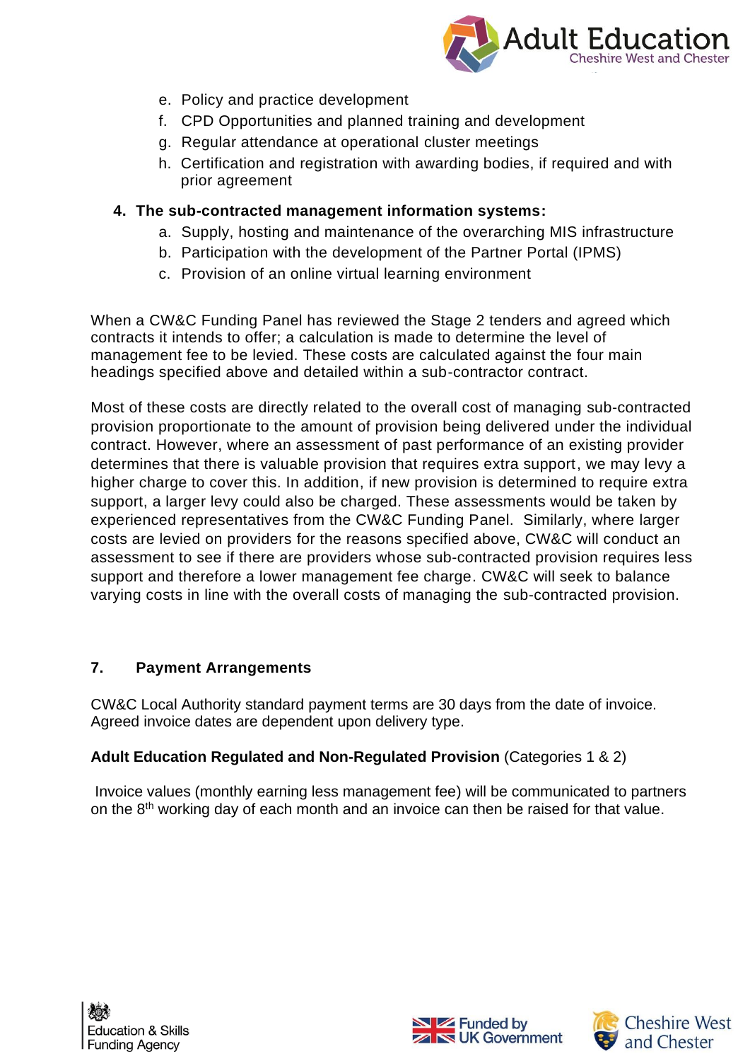e. Policy and practice development
   f. CPD Opportunities and planned training and development
   g. Regular attendance at operational cluster meetings
   h. Certification and registration with awarding bodies, if required and with prior agreement

4. **The sub-contracted management information systems:**
   a. Supply, hosting and maintenance of the overarching MIS infrastructure
   b. Participation with the development of the Partner Portal (IPMS)
   c. Provision of an online virtual learning environment

When a CW&C Funding Panel has reviewed the Stage 2 tenders and agreed which contracts it intends to offer; a calculation is made to determine the level of management fee to be levied. These costs are calculated against the four main headings specified above and detailed within a sub-contractor contract.

Most of these costs are directly related to the overall cost of managing sub-contracted provision proportionate to the amount of provision being delivered under the individual contract. However, where an assessment of past performance of an existing provider determines that there is valuable provision that requires extra support, we may levy a higher charge to cover this. In addition, if new provision is determined to require extra support, a larger levy could also be charged. These assessments would be taken by experienced representatives from the CW&C Funding Panel. Similarly, where larger costs are levied on providers for the reasons specified above, CW&C will conduct an assessment to see if there are providers whose sub-contracted provision requires less support and therefore a lower management fee charge. CW&C will seek to balance varying costs in line with the overall costs of managing the sub-contracted provision.

## 7. Payment Arrangements

CW&C Local Authority standard payment terms are 30 days from the date of invoice. Agreed invoice dates are dependent upon delivery type.

**Adult Education Regulated and Non-Regulated Provision** (Categories 1 & 2)

Invoice values (monthly earning less management fee) will be communicated to partners on the 8th working day of each month and an invoice can then be raised for that value.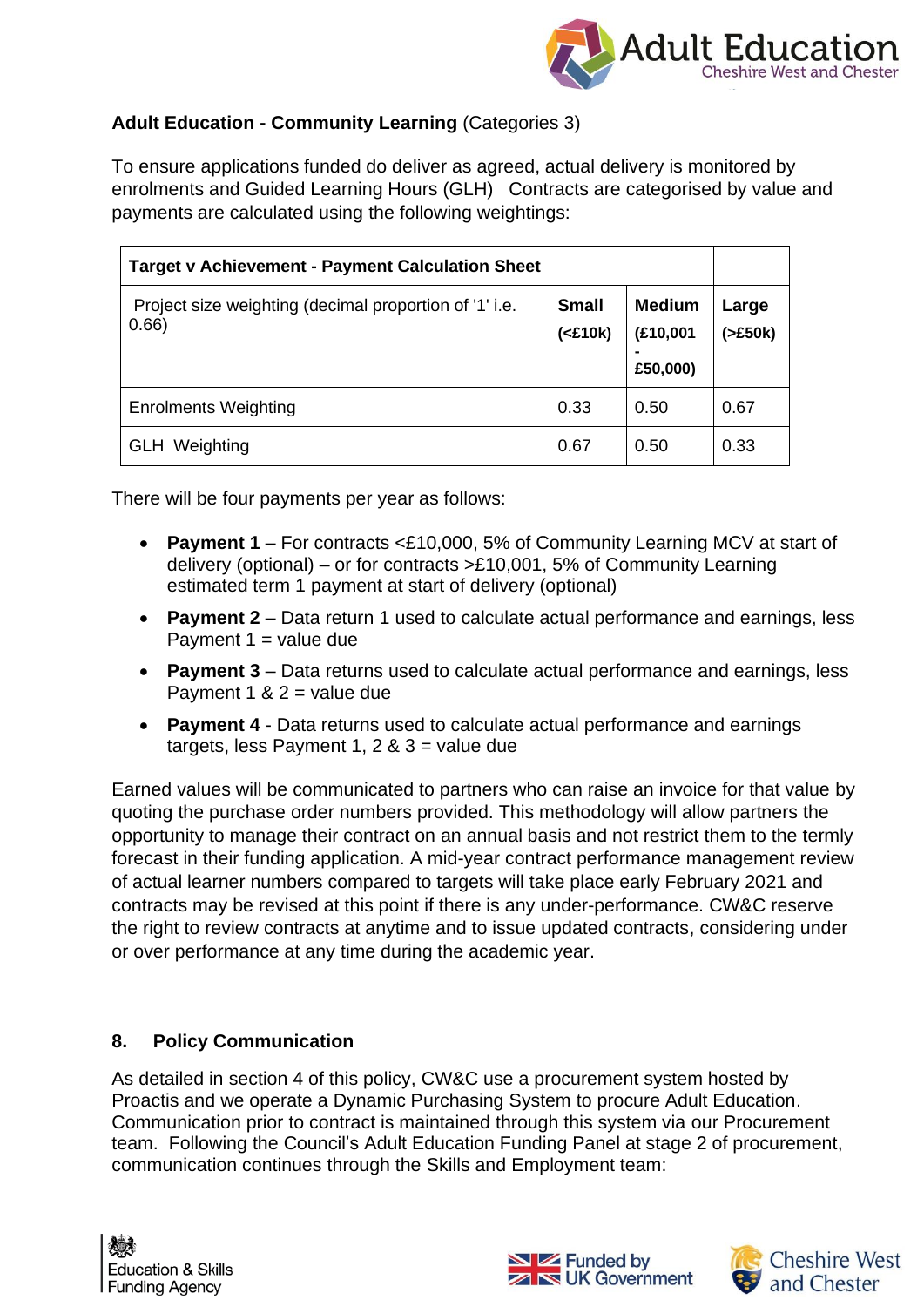**Adult Education - Community Learning** (Categories 3)

To ensure applications funded do deliver as agreed, actual delivery is monitored by enrolments and Guided Learning Hours (GLH) Contracts are categorised by value and payments are calculated using the following weightings:

| Target v Achievement - Payment Calculation Sheet | | | |
|---|---|---|---|
| Project size weighting (decimal proportion of '1' i.e. 0.66) | **Small (<£10k)** | **Medium (£10,001 - £50,000)** | **Large (>£50k)** |
| Enrolments Weighting | 0.33 | 0.50 | 0.67 |
| GLH Weighting | 0.67 | 0.50 | 0.33 |

There will be four payments per year as follows:

- **Payment 1** – For contracts <£10,000, 5% of Community Learning MCV at start of delivery (optional) – or for contracts >£10,001, 5% of Community Learning estimated term 1 payment at start of delivery (optional)
- **Payment 2** – Data return 1 used to calculate actual performance and earnings, less Payment 1 = value due
- **Payment 3** – Data returns used to calculate actual performance and earnings, less Payment 1 & 2 = value due
- **Payment 4** - Data returns used to calculate actual performance and earnings targets, less Payment 1, 2 & 3 = value due

Earned values will be communicated to partners who can raise an invoice for that value by quoting the purchase order numbers provided. This methodology will allow partners the opportunity to manage their contract on an annual basis and not restrict them to the termly forecast in their funding application. A mid-year contract performance management review of actual learner numbers compared to targets will take place early February 2021 and contracts may be revised at this point if there is any under-performance. CW&C reserve the right to review contracts at anytime and to issue updated contracts, considering under or over performance at any time during the academic year.

## 8. Policy Communication

As detailed in section 4 of this policy, CW&C use a procurement system hosted by Proactis and we operate a Dynamic Purchasing System to procure Adult Education. Communication prior to contract is maintained through this system via our Procurement team. Following the Council's Adult Education Funding Panel at stage 2 of procurement, communication continues through the Skills and Employment team: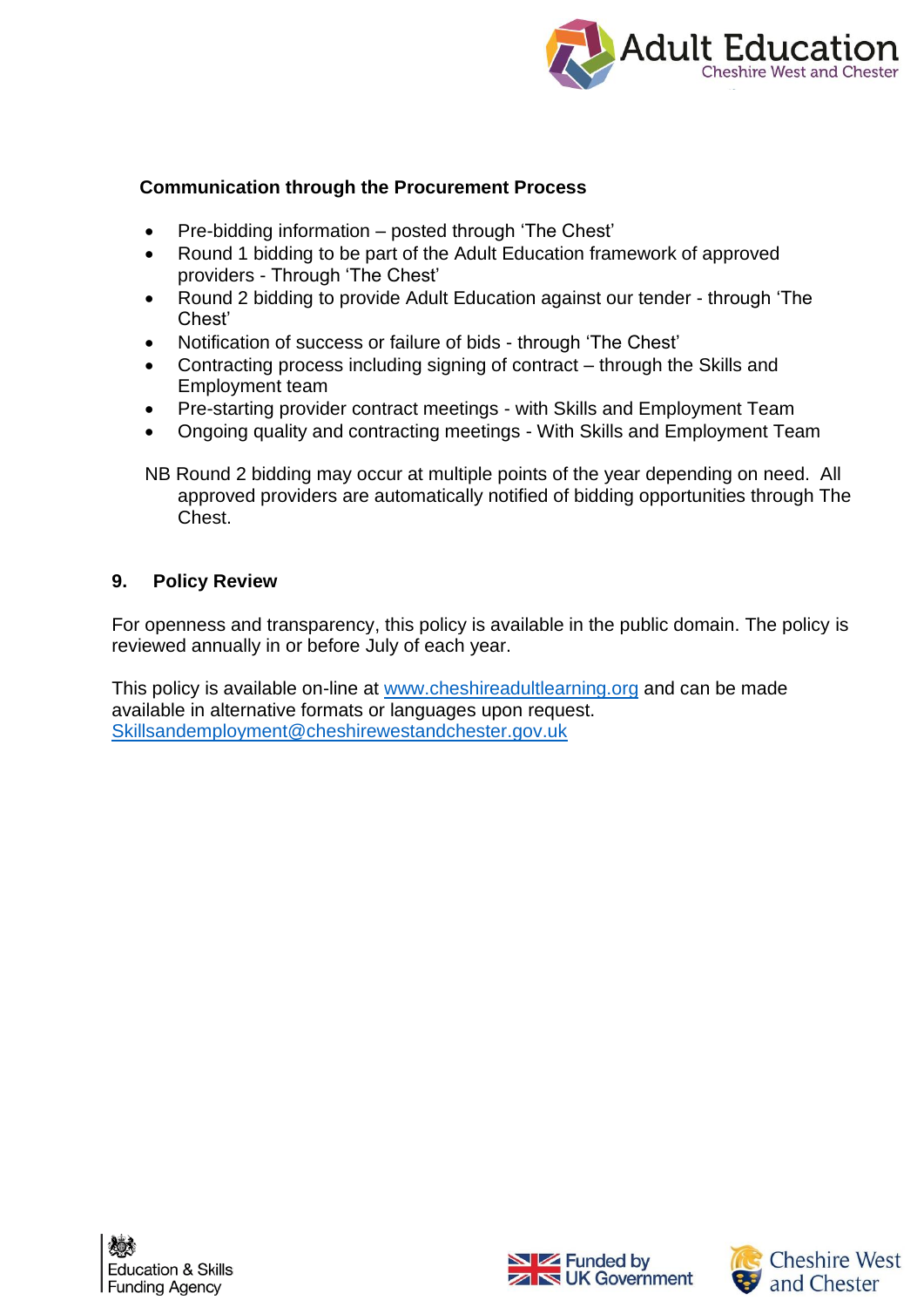**Communication through the Procurement Process**

- Pre-bidding information – posted through 'The Chest'
- Round 1 bidding to be part of the Adult Education framework of approved providers - Through 'The Chest'
- Round 2 bidding to provide Adult Education against our tender - through 'The Chest'
- Notification of success or failure of bids - through 'The Chest'
- Contracting process including signing of contract – through the Skills and Employment team
- Pre-starting provider contract meetings - with Skills and Employment Team
- Ongoing quality and contracting meetings - With Skills and Employment Team

NB Round 2 bidding may occur at multiple points of the year depending on need. All approved providers are automatically notified of bidding opportunities through The Chest.

## 9. Policy Review

For openness and transparency, this policy is available in the public domain. The policy is reviewed annually in or before July of each year.

This policy is available on-line at www.cheshireadultlearning.org and can be made available in alternative formats or languages upon request.
Skillsandemployment@cheshirewestandchester.gov.uk